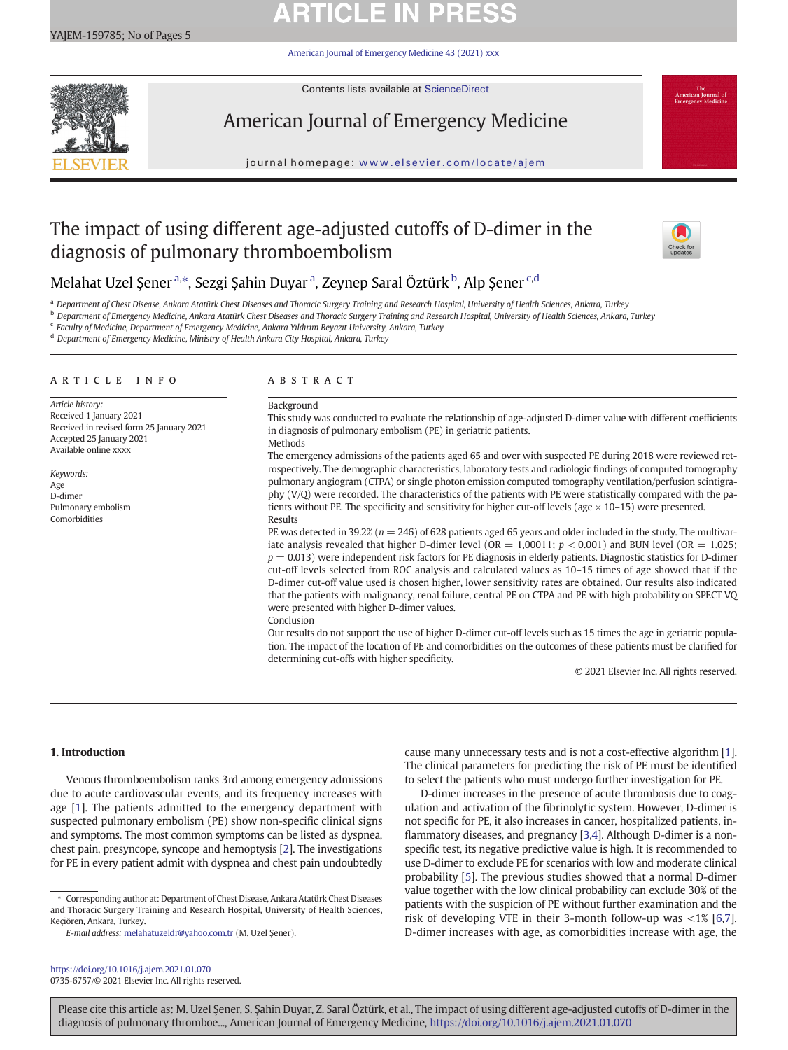# The impact of using different age-adjusted cutoffs of D-dimer in the diagnosis of pulmonary thromboembolism

Melahat Uzel Şener [a,*], Sezgi Şahin Duyar [a], Zeynep Saral Öztürk [b], Alp Şener [c,d]

[a] Department of Chest Disease, Ankara Atatürk Chest Diseases and Thoracic Surgery Training and Research Hospital, University of Health Sciences, Ankara, Turkey
[b] Department of Emergency Medicine, Ankara Atatürk Chest Diseases and Thoracic Surgery Training and Research Hospital, University of Health Sciences, Ankara, Turkey
[c] Faculty of Medicine, Department of Emergency Medicine, Ankara Yıldırım Beyazıt University, Ankara, Turkey
[d] Department of Emergency Medicine, Ministry of Health Ankara City Hospital, Ankara, Turkey

## ARTICLE INFO

*Article history:*
Received 1 January 2021
Received in revised form 25 January 2021
Accepted 25 January 2021
Available online xxxx

*Keywords:*
Age
D-dimer
Pulmonary embolism
Comorbidities

## ABSTRACT

Background
This study was conducted to evaluate the relationship of age-adjusted D-dimer value with different coefficients in diagnosis of pulmonary embolism (PE) in geriatric patients.
Methods
The emergency admissions of the patients aged 65 and over with suspected PE during 2018 were reviewed retrospectively. The demographic characteristics, laboratory tests and radiologic findings of computed tomography pulmonary angiogram (CTPA) or single photon emission computed tomography ventilation/perfusion scintigraphy (V/Q) were recorded. The characteristics of the patients with PE were statistically compared with the patients without PE. The specificity and sensitivity for higher cut-off levels (age × 10–15) were presented.
Results
PE was detected in 39.2% ($n = 246$) of 628 patients aged 65 years and older included in the study. The multivariate analysis revealed that higher D-dimer level (OR = 1,00011; $p < 0.001$) and BUN level (OR = 1.025; $p = 0.013$) were independent risk factors for PE diagnosis in elderly patients. Diagnostic statistics for D-dimer cut-off levels selected from ROC analysis and calculated values as 10–15 times of age showed that if the D-dimer cut-off value used is chosen higher, lower sensitivity rates are obtained. Our results also indicated that the patients with malignancy, renal failure, central PE on CTPA and PE with high probability on SPECT VQ were presented with higher D-dimer values.
Conclusion
Our results do not support the use of higher D-dimer cut-off levels such as 15 times the age in geriatric population. The impact of the location of PE and comorbidities on the outcomes of these patients must be clarified for determining cut-offs with higher specificity.

© 2021 Elsevier Inc. All rights reserved.

## 1. Introduction

Venous thromboembolism ranks 3rd among emergency admissions due to acute cardiovascular events, and its frequency increases with age [1]. The patients admitted to the emergency department with suspected pulmonary embolism (PE) show non-specific clinical signs and symptoms. The most common symptoms can be listed as dyspnea, chest pain, presyncope, syncope and hemoptysis [2]. The investigations for PE in every patient admit with dyspnea and chest pain undoubtedly cause many unnecessary tests and is not a cost-effective algorithm [1]. The clinical parameters for predicting the risk of PE must be identified to select the patients who must undergo further investigation for PE.

D-dimer increases in the presence of acute thrombosis due to coagulation and activation of the fibrinolytic system. However, D-dimer is not specific for PE, it also increases in cancer, hospitalized patients, inflammatory diseases, and pregnancy [3,4]. Although D-dimer is a non-specific test, its negative predictive value is high. It is recommended to use D-dimer to exclude PE for scenarios with low and moderate clinical probability [5]. The previous studies showed that a normal D-dimer value together with the low clinical probability can exclude 30% of the patients with the suspicion of PE without further examination and the risk of developing VTE in their 3-month follow-up was <1% [6,7]. D-dimer increases with age, as comorbidities increase with age, the

* Corresponding author at: Department of Chest Disease, Ankara Atatürk Chest Diseases and Thoracic Surgery Training and Research Hospital, University of Health Sciences, Keçiören, Ankara, Turkey.
*E-mail address:* melahatuzeldr@yahoo.com.tr (M. Uzel Şener).

https://doi.org/10.1016/j.ajem.2021.01.070
0735-6757/© 2021 Elsevier Inc. All rights reserved.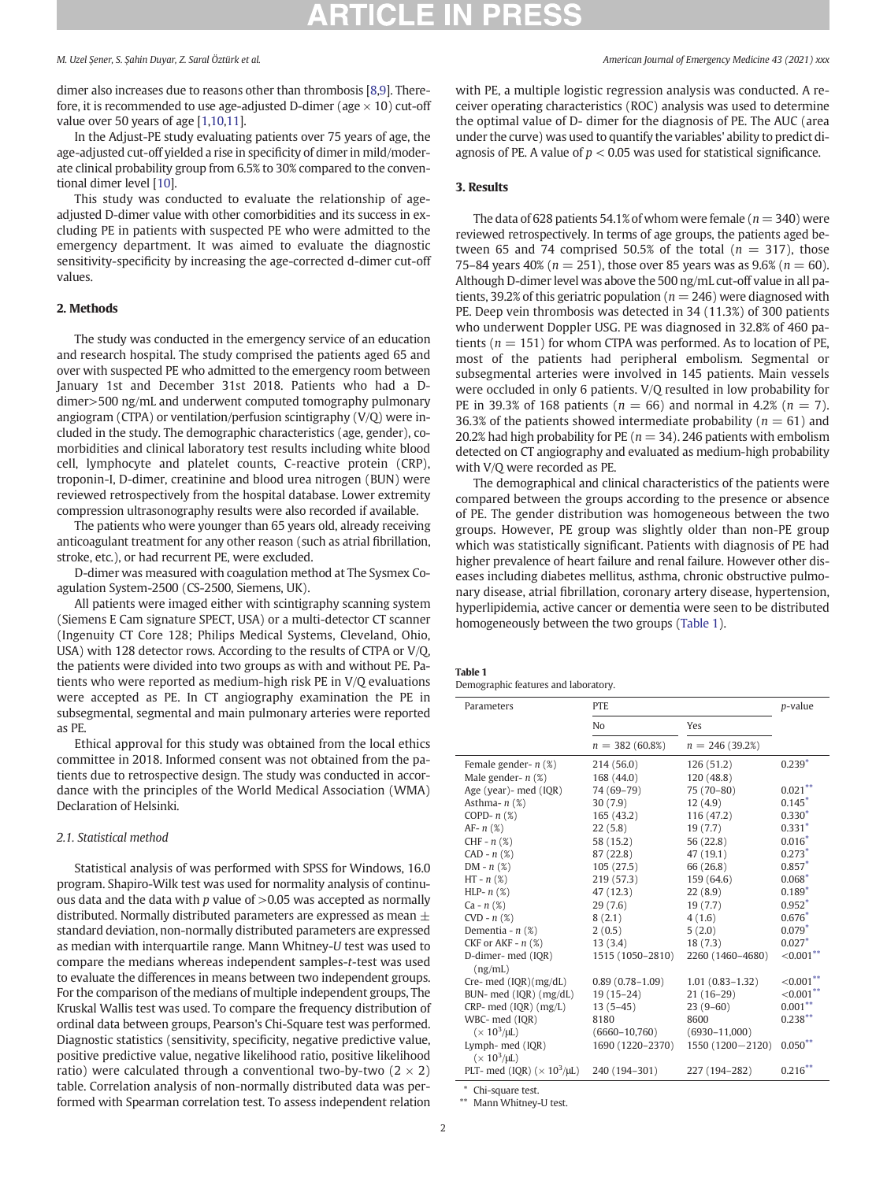dimer also increases due to reasons other than thrombosis [8,9]. Therefore, it is recommended to use age-adjusted D-dimer (age × 10) cut-off value over 50 years of age [1,10,11].

In the Adjust-PE study evaluating patients over 75 years of age, the age-adjusted cut-off yielded a rise in specificity of dimer in mild/moderate clinical probability group from 6.5% to 30% compared to the conventional dimer level [10].

This study was conducted to evaluate the relationship of age-adjusted D-dimer value with other comorbidities and its success in excluding PE in patients with suspected PE who were admitted to the emergency department. It was aimed to evaluate the diagnostic sensitivity-specificity by increasing the age-corrected d-dimer cut-off values.

## 2. Methods

The study was conducted in the emergency service of an education and research hospital. The study comprised the patients aged 65 and over with suspected PE who admitted to the emergency room between January 1st and December 31st 2018. Patients who had a D-dimer>500 ng/mL and underwent computed tomography pulmonary angiogram (CTPA) or ventilation/perfusion scintigraphy (V/Q) were included in the study. The demographic characteristics (age, gender), comorbidities and clinical laboratory test results including white blood cell, lymphocyte and platelet counts, C-reactive protein (CRP), troponin-I, D-dimer, creatinine and blood urea nitrogen (BUN) were reviewed retrospectively from the hospital database. Lower extremity compression ultrasonography results were also recorded if available.

The patients who were younger than 65 years old, already receiving anticoagulant treatment for any other reason (such as atrial fibrillation, stroke, etc.), or had recurrent PE, were excluded.

D-dimer was measured with coagulation method at The Sysmex Coagulation System-2500 (CS-2500, Siemens, UK).

All patients were imaged either with scintigraphy scanning system (Siemens E Cam signature SPECT, USA) or a multi-detector CT scanner (Ingenuity CT Core 128; Philips Medical Systems, Cleveland, Ohio, USA) with 128 detector rows. According to the results of CTPA or V/Q, the patients were divided into two groups as with and without PE. Patients who were reported as medium-high risk PE in V/Q evaluations were accepted as PE. In CT angiography examination the PE in subsegmental, segmental and main pulmonary arteries were reported as PE.

Ethical approval for this study was obtained from the local ethics committee in 2018. Informed consent was not obtained from the patients due to retrospective design. The study was conducted in accordance with the principles of the World Medical Association (WMA) Declaration of Helsinki.

### 2.1. Statistical method

Statistical analysis of was performed with SPSS for Windows, 16.0 program. Shapiro-Wilk test was used for normality analysis of continuous data and the data with $p$ value of >0.05 was accepted as normally distributed. Normally distributed parameters are expressed as mean ± standard deviation, non-normally distributed parameters are expressed as median with interquartile range. Mann Whitney-*U* test was used to compare the medians whereas independent samples-*t*-test was used to evaluate the differences in means between two independent groups. For the comparison of the medians of multiple independent groups, The Kruskal Wallis test was used. To compare the frequency distribution of ordinal data between groups, Pearson's Chi-Square test was performed. Diagnostic statistics (sensitivity, specificity, negative predictive value, positive predictive value, negative likelihood ratio, positive likelihood ratio) were calculated through a conventional two-by-two (2 × 2) table. Correlation analysis of non-normally distributed data was performed with Spearman correlation test. To assess independent relation with PE, a multiple logistic regression analysis was conducted. A receiver operating characteristics (ROC) analysis was used to determine the optimal value of D- dimer for the diagnosis of PE. The AUC (area under the curve) was used to quantify the variables' ability to predict diagnosis of PE. A value of $p < 0.05$ was used for statistical significance.

## 3. Results

The data of 628 patients 54.1% of whom were female ($n = 340$) were reviewed retrospectively. In terms of age groups, the patients aged between 65 and 74 comprised 50.5% of the total ($n = 317$), those 75–84 years 40% ($n = 251$), those over 85 years was as 9.6% ($n = 60$). Although D-dimer level was above the 500 ng/mL cut-off value in all patients, 39.2% of this geriatric population ($n = 246$) were diagnosed with PE. Deep vein thrombosis was detected in 34 (11.3%) of 300 patients who underwent Doppler USG. PE was diagnosed in 32.8% of 460 patients ($n = 151$) for whom CTPA was performed. As to location of PE, most of the patients had peripheral embolism. Segmental or subsegmental arteries were involved in 145 patients. Main vessels were occluded in only 6 patients. V/Q resulted in low probability for PE in 39.3% of 168 patients ($n = 66$) and normal in 4.2% ($n = 7$). 36.3% of the patients showed intermediate probability ($n = 61$) and 20.2% had high probability for PE ($n = 34$). 246 patients with embolism detected on CT angiography and evaluated as medium-high probability with V/Q were recorded as PE.

The demographical and clinical characteristics of the patients were compared between the groups according to the presence or absence of PE. The gender distribution was homogeneous between the two groups. However, PE group was slightly older than non-PE group which was statistically significant. Patients with diagnosis of PE had higher prevalence of heart failure and renal failure. However other diseases including diabetes mellitus, asthma, chronic obstructive pulmonary disease, atrial fibrillation, coronary artery disease, hypertension, hyperlipidemia, active cancer or dementia were seen to be distributed homogeneously between the two groups (Table 1).

**Table 1**
Demographic features and laboratory.

| Parameters | PTE | | p-value |
|---|---|---|---|
| | No | Yes | |
| | n = 382 (60.8%) | n = 246 (39.2%) | |
| Female gender- n (%) | 214 (56.0) | 126 (51.2) | 0.239* |
| Male gender- n (%) | 168 (44.0) | 120 (48.8) | |
| Age (year)- med (IQR) | 74 (69–79) | 75 (70–80) | 0.021** |
| Asthma- n (%) | 30 (7.9) | 12 (4.9) | 0.145* |
| COPD- n (%) | 165 (43.2) | 116 (47.2) | 0.330* |
| AF- n (%) | 22 (5.8) | 19 (7.7) | 0.331* |
| CHF - n (%) | 58 (15.2) | 56 (22.8) | 0.016* |
| CAD - n (%) | 87 (22.8) | 47 (19.1) | 0.273* |
| DM - n (%) | 105 (27.5) | 66 (26.8) | 0.857* |
| HT - n (%) | 219 (57.3) | 159 (64.6) | 0.068* |
| HLP- n (%) | 47 (12.3) | 22 (8.9) | 0.189* |
| Ca - n (%) | 29 (7.6) | 19 (7.7) | 0.952* |
| CVD - n (%) | 8 (2.1) | 4 (1.6) | 0.676* |
| Dementia - n (%) | 2 (0.5) | 5 (2.0) | 0.079* |
| CKF or AKF - n (%) | 13 (3.4) | 18 (7.3) | 0.027* |
| D-dimer- med (IQR) (ng/mL) | 1515 (1050–2810) | 2260 (1460–4680) | <0.001** |
| Cre- med (IQR)(mg/dL) | 0.89 (0.78–1.09) | 1.01 (0.83–1.32) | <0.001** |
| BUN- med (IQR) (mg/dL) | 19 (15–24) | 21 (16–29) | <0.001** |
| CRP- med (IQR) (mg/L) | 13 (5–45) | 23 (9–60) | 0.001** |
| WBC- med (IQR) (× 10³/μL) | 8180 (6660–10,760) | 8600 (6930–11,000) | 0.238** |
| Lymph- med (IQR) (× 10³/μL) | 1690 (1220–2370) | 1550 (1200–2120) | 0.050** |
| PLT- med (IQR) (× 10³/μL) | 240 (194–301) | 227 (194–282) | 0.216** |

\* Chi-square test.
\*\* Mann Whitney-U test.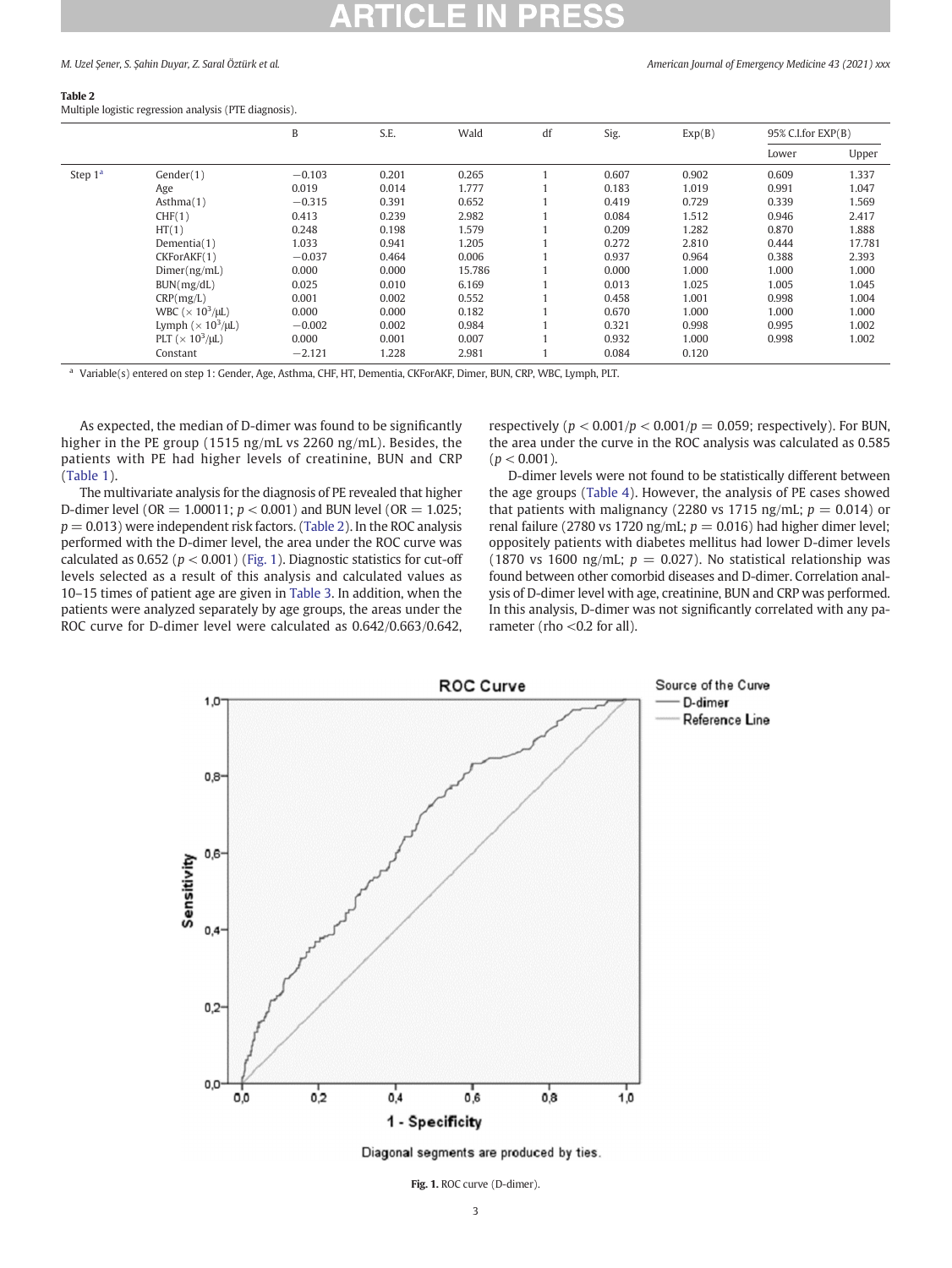**Table 2**
Multiple logistic regression analysis (PTE diagnosis).

| | | B | S.E. | Wald | df | Sig. | Exp(B) | 95% C.I.for EXP(B) | |
|---|---|---|---|---|---|---|---|---|---|
| | | | | | | | | Lower | Upper |
| Step 1[a] | Gender(1) | −0.103 | 0.201 | 0.265 | 1 | 0.607 | 0.902 | 0.609 | 1.337 |
| | Age | 0.019 | 0.014 | 1.777 | 1 | 0.183 | 1.019 | 0.991 | 1.047 |
| | Asthma(1) | −0.315 | 0.391 | 0.652 | 1 | 0.419 | 0.729 | 0.339 | 1.569 |
| | CHF(1) | 0.413 | 0.239 | 2.982 | 1 | 0.084 | 1.512 | 0.946 | 2.417 |
| | HT(1) | 0.248 | 0.198 | 1.579 | 1 | 0.209 | 1.282 | 0.870 | 1.888 |
| | Dementia(1) | 1.033 | 0.941 | 1.205 | 1 | 0.272 | 2.810 | 0.444 | 17.781 |
| | CKForAKF(1) | −0.037 | 0.464 | 0.006 | 1 | 0.937 | 0.964 | 0.388 | 2.393 |
| | Dimer(ng/mL) | 0.000 | 0.000 | 15.786 | 1 | 0.000 | 1.000 | 1.000 | 1.000 |
| | BUN(mg/dL) | 0.025 | 0.010 | 6.169 | 1 | 0.013 | 1.025 | 1.005 | 1.045 |
| | CRP(mg/L) | 0.001 | 0.002 | 0.552 | 1 | 0.458 | 1.001 | 0.998 | 1.004 |
| | WBC ($\times 10^3$/μL) | 0.000 | 0.000 | 0.182 | 1 | 0.670 | 1.000 | 1.000 | 1.000 |
| | Lymph ($\times 10^3$/μL) | −0.002 | 0.002 | 0.984 | 1 | 0.321 | 0.998 | 0.995 | 1.002 |
| | PLT ($\times 10^3$/μL) | 0.000 | 0.001 | 0.007 | 1 | 0.932 | 1.000 | 0.998 | 1.002 |
| | Constant | −2.121 | 1.228 | 2.981 | 1 | 0.084 | 0.120 | | |

[a] Variable(s) entered on step 1: Gender, Age, Asthma, CHF, HT, Dementia, CKForAKF, Dimer, BUN, CRP, WBC, Lymph, PLT.

As expected, the median of D-dimer was found to be significantly higher in the PE group (1515 ng/mL vs 2260 ng/mL). Besides, the patients with PE had higher levels of creatinine, BUN and CRP (Table 1).

The multivariate analysis for the diagnosis of PE revealed that higher D-dimer level (OR = 1.00011; $p < 0.001$) and BUN level (OR = 1.025; $p = 0.013$) were independent risk factors. (Table 2). In the ROC analysis performed with the D-dimer level, the area under the ROC curve was calculated as 0.652 ($p < 0.001$) (Fig. 1). Diagnostic statistics for cut-off levels selected as a result of this analysis and calculated values as 10–15 times of patient age are given in Table 3. In addition, when the patients were analyzed separately by age groups, the areas under the ROC curve for D-dimer level were calculated as 0.642/0.663/0.642, respectively ($p < 0.001$/$p < 0.001$/$p = 0.059$; respectively). For BUN, the area under the curve in the ROC analysis was calculated as 0.585 ($p < 0.001$).

D-dimer levels were not found to be statistically different between the age groups (Table 4). However, the analysis of PE cases showed that patients with malignancy (2280 vs 1715 ng/mL; $p = 0.014$) or renal failure (2780 vs 1720 ng/mL; $p = 0.016$) had higher dimer level; oppositely patients with diabetes mellitus had lower D-dimer levels (1870 vs 1600 ng/mL; $p = 0.027$). No statistical relationship was found between other comorbid diseases and D-dimer. Correlation analysis of D-dimer level with age, creatinine, BUN and CRP was performed. In this analysis, D-dimer was not significantly correlated with any parameter (rho <0.2 for all).

Diagonal segments are produced by ties.

**Fig. 1.** ROC curve (D-dimer).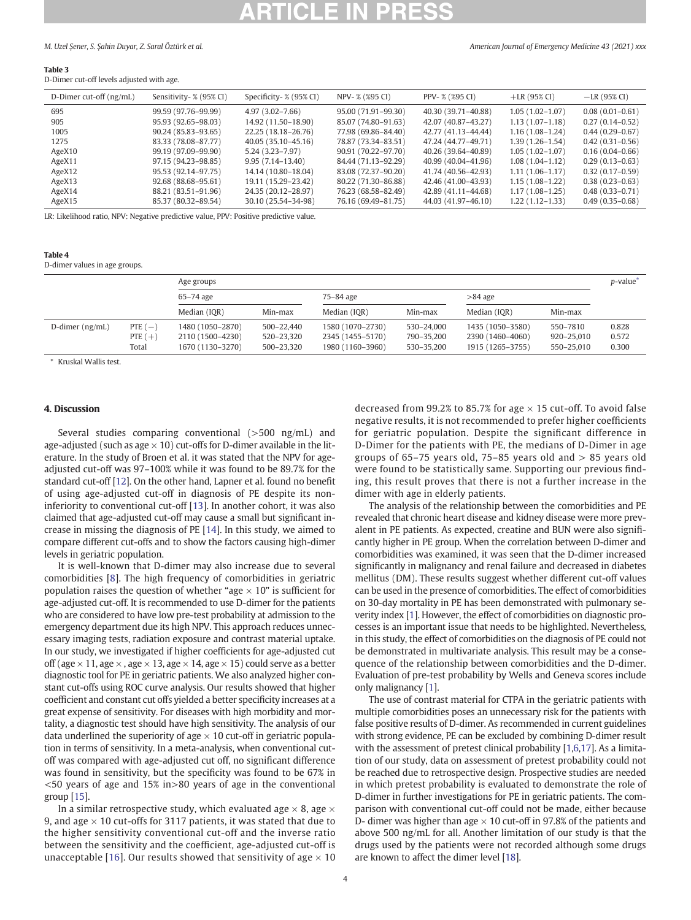**Table 3**

D-Dimer cut-off levels adjusted with age.

| D-Dimer cut-off (ng/mL) | Sensitivity- % (95% CI) | Specificity- % (95% CI) | NPV- % (%95 CI) | PPV- % (%95 CI) | +LR (95% CI) | −LR (95% CI) |
|---|---|---|---|---|---|---|
| 695 | 99.59 (97.76–99.99) | 4.97 (3.02–7.66) | 95.00 (71.91–99.30) | 40.30 (39.71–40.88) | 1.05 (1.02–1.07) | 0.08 (0.01–0.61) |
| 905 | 95.93 (92.65–98.03) | 14.92 (11.50–18.90) | 85.07 (74.80–91.63) | 42.07 (40.87–43.27) | 1.13 (1.07–1.18) | 0.27 (0.14–0.52) |
| 1005 | 90.24 (85.83–93.65) | 22.25 (18.18–26.76) | 77.98 (69.86–84.40) | 42.77 (41.13–44.44) | 1.16 (1.08–1.24) | 0.44 (0.29–0.67) |
| 1275 | 83.33 (78.08–87.77) | 40.05 (35.10–45.16) | 78.87 (73.34–83.51) | 47.24 (44.77–49.71) | 1.39 (1.26–1.54) | 0.42 (0.31–0.56) |
| AgeX10 | 99.19 (97.09–99.90) | 5.24 (3.23–7.97) | 90.91 (70.22–97.70) | 40.26 (39.64–40.89) | 1.05 (1.02–1.07) | 0.16 (0.04–0.66) |
| AgeX11 | 97.15 (94.23–98.85) | 9.95 (7.14–13.40) | 84.44 (71.13–92.29) | 40.99 (40.04–41.96) | 1.08 (1.04–1.12) | 0.29 (0.13–0.63) |
| AgeX12 | 95.53 (92.14–97.75) | 14.14 (10.80–18.04) | 83.08 (72.37–90.20) | 41.74 (40.56–42.93) | 1.11 (1.06–1.17) | 0.32 (0.17–0.59) |
| AgeX13 | 92.68 (88.68–95.61) | 19.11 (15.29–23.42) | 80.22 (71.30–86.88) | 42.46 (41.00–43.93) | 1.15 (1.08–1.22) | 0.38 (0.23–0.63) |
| AgeX14 | 88.21 (83.51–91.96) | 24.35 (20.12–28.97) | 76.23 (68.58–82.49) | 42.89 (41.11–44.68) | 1.17 (1.08–1.25) | 0.48 (0.33–0.71) |
| AgeX15 | 85.37 (80.32–89.54) | 30.10 (25.54–34-98) | 76.16 (69.49–81.75) | 44.03 (41.97–46.10) | 1.22 (1.12–1.33) | 0.49 (0.35–0.68) |

LR: Likelihood ratio, NPV: Negative predictive value, PPV: Positive predictive value.

**Table 4**

D-dimer values in age groups.

| | | Age groups | | | | | | p-value* |
|---|---|---|---|---|---|---|---|---|
| | | 65–74 age | | 75–84 age | | >84 age | | |
| | | Median (IQR) | Min-max | Median (IQR) | Min-max | Median (IQR) | Min-max | |
| D-dimer (ng/mL) | PTE (−) | 1480 (1050–2870) | 500–22,440 | 1580 (1070–2730) | 530–24,000 | 1435 (1050–3580) | 550–7810 | 0.828 |
| | PTE (+) | 2110 (1500–4230) | 520–23,320 | 2345 (1455–5170) | 790–35,200 | 2390 (1460–4060) | 920–25,010 | 0.572 |
| | Total | 1670 (1130–3270) | 500–23,320 | 1980 (1160–3960) | 530–35,200 | 1915 (1265–3755) | 550–25,010 | 0.300 |

* Kruskal Wallis test.

## 4. Discussion

Several studies comparing conventional (>500 ng/mL) and age-adjusted (such as age × 10) cut-offs for D-dimer available in the literature. In the study of Broen et al. it was stated that the NPV for age-adjusted cut-off was 97–100% while it was found to be 89.7% for the standard cut-off [12]. On the other hand, Lapner et al. found no benefit of using age-adjusted cut-off in diagnosis of PE despite its non-inferiority to conventional cut-off [13]. In another cohort, it was also claimed that age-adjusted cut-off may cause a small but significant increase in missing the diagnosis of PE [14]. In this study, we aimed to compare different cut-offs and to show the factors causing high-dimer levels in geriatric population.

It is well-known that D-dimer may also increase due to several comorbidities [8]. The high frequency of comorbidities in geriatric population raises the question of whether "age × 10" is sufficient for age-adjusted cut-off. It is recommended to use D-dimer for the patients who are considered to have low pre-test probability at admission to the emergency department due its high NPV. This approach reduces unnecessary imaging tests, radiation exposure and contrast material uptake. In our study, we investigated if higher coefficients for age-adjusted cut off (age × 11, age × , age × 13, age × 14, age × 15) could serve as a better diagnostic tool for PE in geriatric patients. We also analyzed higher constant cut-offs using ROC curve analysis. Our results showed that higher coefficient and constant cut offs yielded a better specificity increases at a great expense of sensitivity. For diseases with high morbidity and mortality, a diagnostic test should have high sensitivity. The analysis of our data underlined the superiority of age × 10 cut-off in geriatric population in terms of sensitivity. In a meta-analysis, when conventional cut-off was compared with age-adjusted cut off, no significant difference was found in sensitivity, but the specificity was found to be 67% in <50 years of age and 15% in>80 years of age in the conventional group [15].

In a similar retrospective study, which evaluated age × 8, age × 9, and age × 10 cut-offs for 3117 patients, it was stated that due to the higher sensitivity conventional cut-off and the inverse ratio between the sensitivity and the coefficient, age-adjusted cut-off is unacceptable [16]. Our results showed that sensitivity of age × 10 decreased from 99.2% to 85.7% for age × 15 cut-off. To avoid false negative results, it is not recommended to prefer higher coefficients for geriatric population. Despite the significant difference in D-Dimer for the patients with PE, the medians of D-Dimer in age groups of 65–75 years old, 75–85 years old and > 85 years old were found to be statistically same. Supporting our previous finding, this result proves that there is not a further increase in the dimer with age in elderly patients.

The analysis of the relationship between the comorbidities and PE revealed that chronic heart disease and kidney disease were more prevalent in PE patients. As expected, creatine and BUN were also significantly higher in PE group. When the correlation between D-dimer and comorbidities was examined, it was seen that the D-dimer increased significantly in malignancy and renal failure and decreased in diabetes mellitus (DM). These results suggest whether different cut-off values can be used in the presence of comorbidities. The effect of comorbidities on 30-day mortality in PE has been demonstrated with pulmonary severity index [1]. However, the effect of comorbidities on diagnostic processes is an important issue that needs to be highlighted. Nevertheless, in this study, the effect of comorbidities on the diagnosis of PE could not be demonstrated in multivariate analysis. This result may be a consequence of the relationship between comorbidities and the D-dimer. Evaluation of pre-test probability by Wells and Geneva scores include only malignancy [1].

The use of contrast material for CTPA in the geriatric patients with multiple comorbidities poses an unnecessary risk for the patients with false positive results of D-dimer. As recommended in current guidelines with strong evidence, PE can be excluded by combining D-dimer result with the assessment of pretest clinical probability [1,6,17]. As a limitation of our study, data on assessment of pretest probability could not be reached due to retrospective design. Prospective studies are needed in which pretest probability is evaluated to demonstrate the role of D-dimer in further investigations for PE in geriatric patients. The comparison with conventional cut-off could not be made, either because D- dimer was higher than age × 10 cut-off in 97.8% of the patients and above 500 ng/mL for all. Another limitation of our study is that the drugs used by the patients were not recorded although some drugs are known to affect the dimer level [18].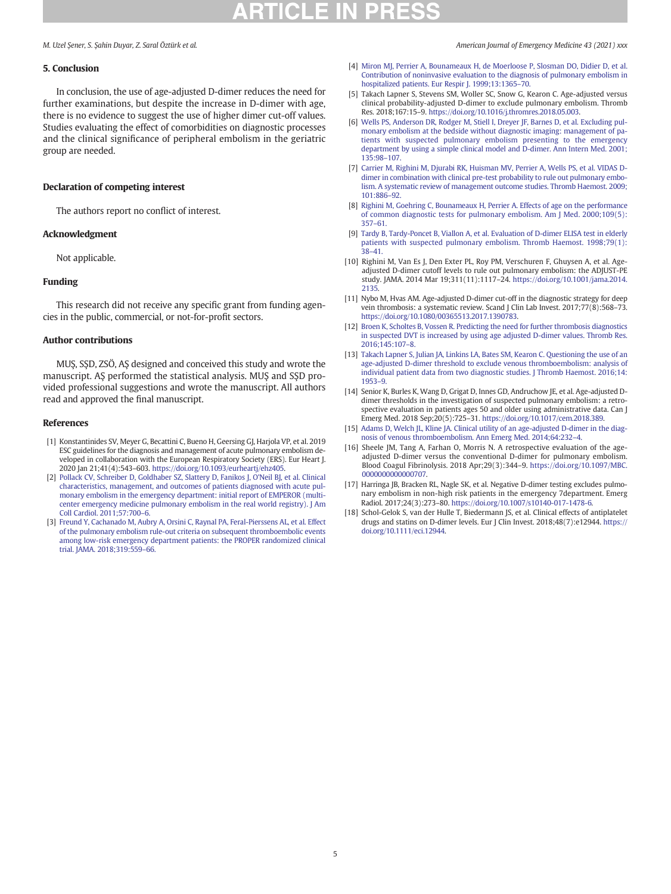## 5. Conclusion

In conclusion, the use of age-adjusted D-dimer reduces the need for further examinations, but despite the increase in D-dimer with age, there is no evidence to suggest the use of higher dimer cut-off values. Studies evaluating the effect of comorbidities on diagnostic processes and the clinical significance of peripheral embolism in the geriatric group are needed.

## Declaration of competing interest

The authors report no conflict of interest.

## Acknowledgment

Not applicable.

## Funding

This research did not receive any specific grant from funding agencies in the public, commercial, or not-for-profit sectors.

## Author contributions

MUŞ, SŞD, ZSÖ, AŞ designed and conceived this study and wrote the manuscript. AŞ performed the statistical analysis. MUŞ and SŞD provided professional suggestions and wrote the manuscript. All authors read and approved the final manuscript.

## References

[1] Konstantinides SV, Meyer G, Becattini C, Bueno H, Geersing GJ, Harjola VP, et al. 2019 ESC guidelines for the diagnosis and management of acute pulmonary embolism developed in collaboration with the European Respiratory Society (ERS). Eur Heart J. 2020 Jan 21;41(4):543–603. https://doi.org/10.1093/eurheartj/ehz405.

[2] Pollack CV, Schreiber D, Goldhaber SZ, Slattery D, Fanikos J, O'Neil BJ, et al. Clinical characteristics, management, and outcomes of patients diagnosed with acute pulmonary embolism in the emergency department: initial report of EMPEROR (multicenter emergency medicine pulmonary embolism in the real world registry). J Am Coll Cardiol. 2011;57:700–6.

[3] Freund Y, Cachanado M, Aubry A, Orsini C, Raynal PA, Feral-Pierssens AL, et al. Effect of the pulmonary embolism rule-out criteria on subsequent thromboembolic events among low-risk emergency department patients: the PROPER randomized clinical trial. JAMA. 2018;319:559–66.

[4] Miron MJ, Perrier A, Bounameaux H, de Moerloose P, Slosman DO, Didier D, et al. Contribution of noninvasive evaluation to the diagnosis of pulmonary embolism in hospitalized patients. Eur Respir J. 1999;13:1365–70.

[5] Takach Lapner S, Stevens SM, Woller SC, Snow G, Kearon C. Age-adjusted versus clinical probability-adjusted D-dimer to exclude pulmonary embolism. Thromb Res. 2018;167:15–9. https://doi.org/10.1016/j.thromres.2018.05.003.

[6] Wells PS, Anderson DR, Rodger M, Stiell I, Dreyer JF, Barnes D, et al. Excluding pulmonary embolism at the bedside without diagnostic imaging: management of patients with suspected pulmonary embolism presenting to the emergency department by using a simple clinical model and D-dimer. Ann Intern Med. 2001; 135:98–107.

[7] Carrier M, Righini M, Djurabi RK, Huisman MV, Perrier A, Wells PS, et al. VIDAS D-dimer in combination with clinical pre-test probability to rule out pulmonary embolism. A systematic review of management outcome studies. Thromb Haemost. 2009; 101:886–92.

[8] Righini M, Goehring C, Bounameaux H, Perrier A. Effects of age on the performance of common diagnostic tests for pulmonary embolism. Am J Med. 2000;109(5): 357–61.

[9] Tardy B, Tardy-Poncet B, Viallon A, et al. Evaluation of D-dimer ELISA test in elderly patients with suspected pulmonary embolism. Thromb Haemost. 1998;79(1): 38–41.

[10] Righini M, Van Es J, Den Exter PL, Roy PM, Verschuren F, Ghuysen A, et al. Age-adjusted D-dimer cutoff levels to rule out pulmonary embolism: the ADJUST-PE study. JAMA. 2014 Mar 19;311(11):1117–24. https://doi.org/10.1001/jama.2014.2135.

[11] Nybo M, Hvas AM. Age-adjusted D-dimer cut-off in the diagnostic strategy for deep vein thrombosis: a systematic review. Scand J Clin Lab Invest. 2017;77(8):568–73. https://doi.org/10.1080/00365513.2017.1390783.

[12] Broen K, Scholtes B, Vossen R. Predicting the need for further thrombosis diagnostics in suspected DVT is increased by using age adjusted D-dimer values. Thromb Res. 2016;145:107–8.

[13] Takach Lapner S, Julian JA, Linkins LA, Bates SM, Kearon C. Questioning the use of an age-adjusted D-dimer threshold to exclude venous thromboembolism: analysis of individual patient data from two diagnostic studies. J Thromb Haemost. 2016;14: 1953–9.

[14] Senior K, Burles K, Wang D, Grigat D, Innes GD, Andruchow JE, et al. Age-adjusted D-dimer thresholds in the investigation of suspected pulmonary embolism: a retrospective evaluation in patients ages 50 and older using administrative data. Can J Emerg Med. 2018 Sep;20(5):725–31. https://doi.org/10.1017/cem.2018.389.

[15] Adams D, Welch JL, Kline JA. Clinical utility of an age-adjusted D-dimer in the diagnosis of venous thromboembolism. Ann Emerg Med. 2014;64:232–4.

[16] Sheele JM, Tang A, Farhan O, Morris N. A retrospective evaluation of the age-adjusted D-dimer versus the conventional D-dimer for pulmonary embolism. Blood Coagul Fibrinolysis. 2018 Apr;29(3):344–9. https://doi.org/10.1097/MBC.0000000000000707.

[17] Harringa JB, Bracken RL, Nagle SK, et al. Negative D-dimer testing excludes pulmonary embolism in non-high risk patients in the emergency 7department. Emerg Radiol. 2017;24(3):273–80. https://doi.org/10.1007/s10140-017-1478-6.

[18] Schol-Gelok S, van der Hulle T, Biedermann JS, et al. Clinical effects of antiplatelet drugs and statins on D-dimer levels. Eur J Clin Invest. 2018;48(7):e12944. https://doi.org/10.1111/eci.12944.